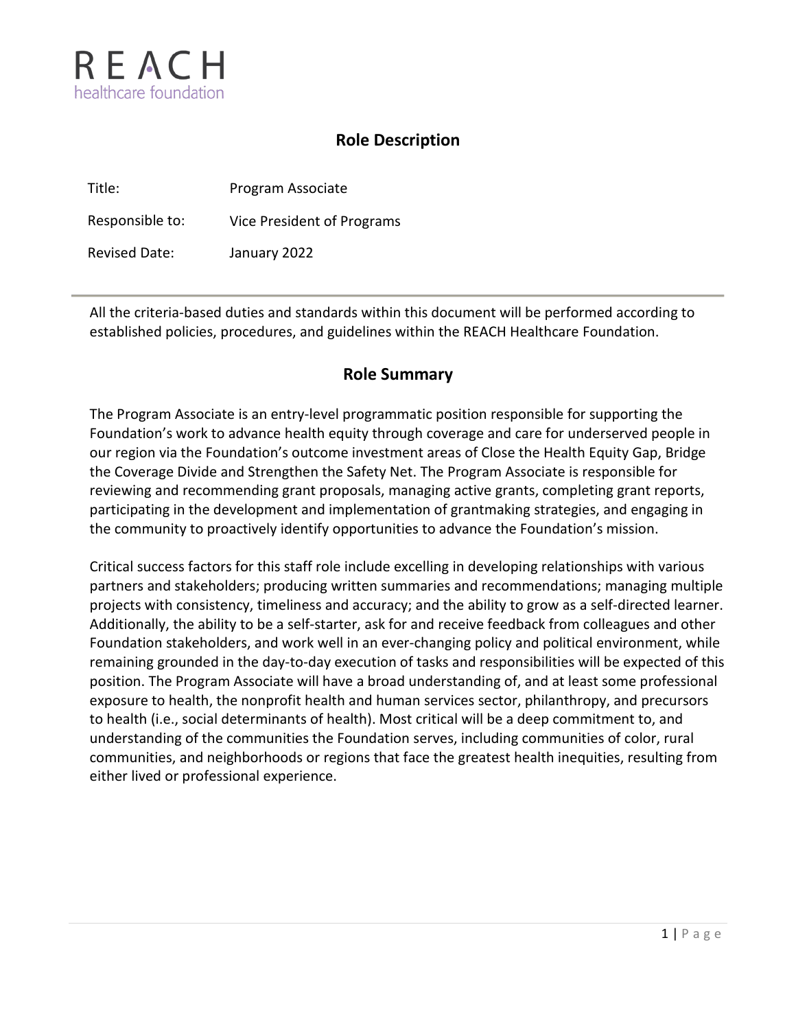REACH
healthcare foundation

## Role Description

| | |
|---|---|
| Title: | Program Associate |
| Responsible to: | Vice President of Programs |
| Revised Date: | January 2022 |

All the criteria-based duties and standards within this document will be performed according to established policies, procedures, and guidelines within the REACH Healthcare Foundation.

## Role Summary

The Program Associate is an entry-level programmatic position responsible for supporting the Foundation's work to advance health equity through coverage and care for underserved people in our region via the Foundation's outcome investment areas of Close the Health Equity Gap, Bridge the Coverage Divide and Strengthen the Safety Net. The Program Associate is responsible for reviewing and recommending grant proposals, managing active grants, completing grant reports, participating in the development and implementation of grantmaking strategies, and engaging in the community to proactively identify opportunities to advance the Foundation's mission.

Critical success factors for this staff role include excelling in developing relationships with various partners and stakeholders; producing written summaries and recommendations; managing multiple projects with consistency, timeliness and accuracy; and the ability to grow as a self-directed learner. Additionally, the ability to be a self-starter, ask for and receive feedback from colleagues and other Foundation stakeholders, and work well in an ever-changing policy and political environment, while remaining grounded in the day-to-day execution of tasks and responsibilities will be expected of this position. The Program Associate will have a broad understanding of, and at least some professional exposure to health, the nonprofit health and human services sector, philanthropy, and precursors to health (i.e., social determinants of health). Most critical will be a deep commitment to, and understanding of the communities the Foundation serves, including communities of color, rural communities, and neighborhoods or regions that face the greatest health inequities, resulting from either lived or professional experience.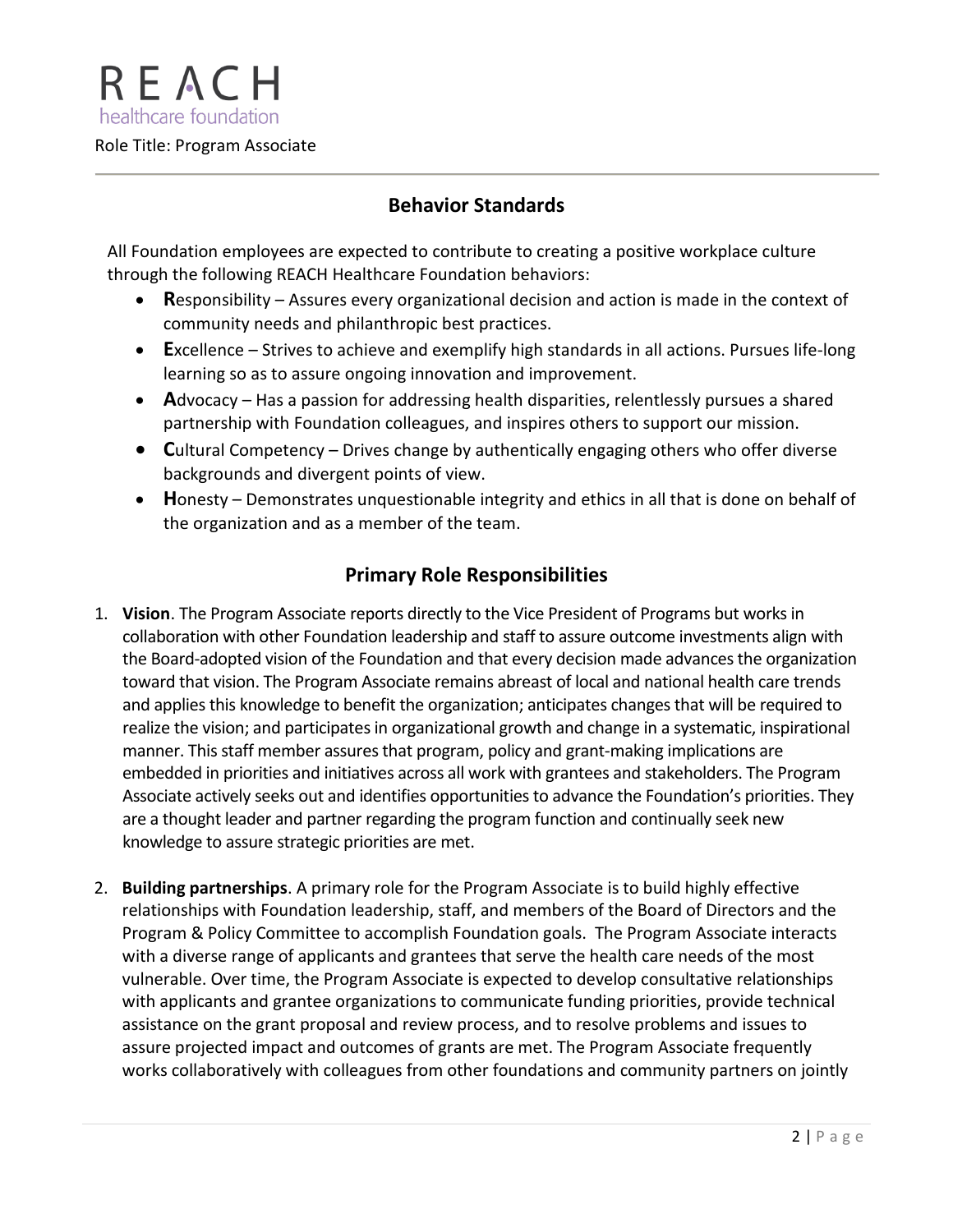## Behavior Standards

All Foundation employees are expected to contribute to creating a positive workplace culture through the following REACH Healthcare Foundation behaviors:

- **R**esponsibility – Assures every organizational decision and action is made in the context of community needs and philanthropic best practices.
- **E**xcellence – Strives to achieve and exemplify high standards in all actions. Pursues life-long learning so as to assure ongoing innovation and improvement.
- **A**dvocacy – Has a passion for addressing health disparities, relentlessly pursues a shared partnership with Foundation colleagues, and inspires others to support our mission.
- **C**ultural Competency – Drives change by authentically engaging others who offer diverse backgrounds and divergent points of view.
- **H**onesty – Demonstrates unquestionable integrity and ethics in all that is done on behalf of the organization and as a member of the team.

## Primary Role Responsibilities

1. **Vision**. The Program Associate reports directly to the Vice President of Programs but works in collaboration with other Foundation leadership and staff to assure outcome investments align with the Board-adopted vision of the Foundation and that every decision made advances the organization toward that vision. The Program Associate remains abreast of local and national health care trends and applies this knowledge to benefit the organization; anticipates changes that will be required to realize the vision; and participates in organizational growth and change in a systematic, inspirational manner. This staff member assures that program, policy and grant-making implications are embedded in priorities and initiatives across all work with grantees and stakeholders. The Program Associate actively seeks out and identifies opportunities to advance the Foundation's priorities. They are a thought leader and partner regarding the program function and continually seek new knowledge to assure strategic priorities are met.

2. **Building partnerships**. A primary role for the Program Associate is to build highly effective relationships with Foundation leadership, staff, and members of the Board of Directors and the Program & Policy Committee to accomplish Foundation goals. The Program Associate interacts with a diverse range of applicants and grantees that serve the health care needs of the most vulnerable. Over time, the Program Associate is expected to develop consultative relationships with applicants and grantee organizations to communicate funding priorities, provide technical assistance on the grant proposal and review process, and to resolve problems and issues to assure projected impact and outcomes of grants are met. The Program Associate frequently works collaboratively with colleagues from other foundations and community partners on jointly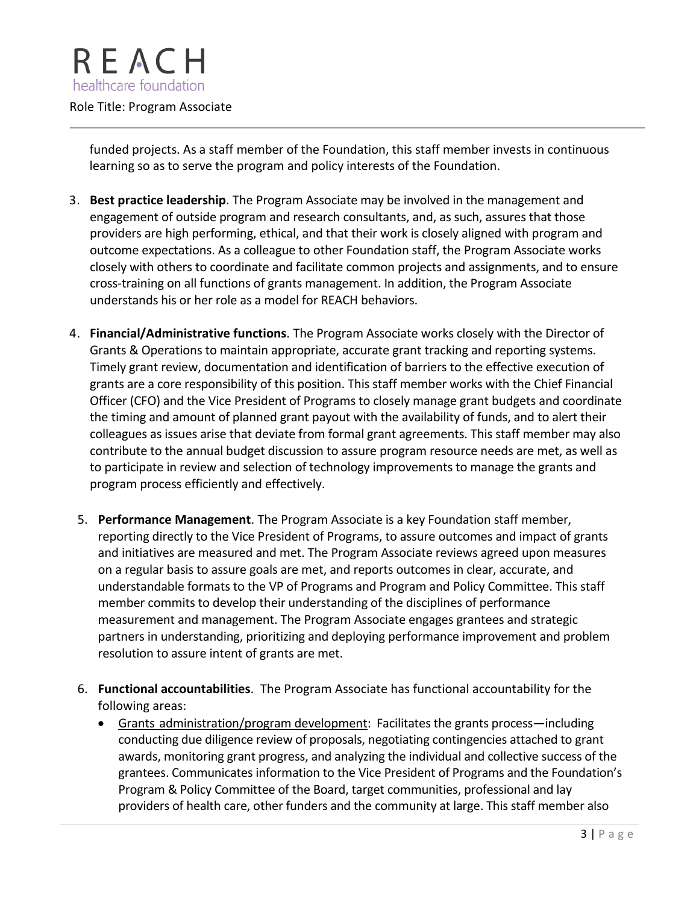funded projects. As a staff member of the Foundation, this staff member invests in continuous learning so as to serve the program and policy interests of the Foundation.

3. **Best practice leadership**. The Program Associate may be involved in the management and engagement of outside program and research consultants, and, as such, assures that those providers are high performing, ethical, and that their work is closely aligned with program and outcome expectations. As a colleague to other Foundation staff, the Program Associate works closely with others to coordinate and facilitate common projects and assignments, and to ensure cross-training on all functions of grants management. In addition, the Program Associate understands his or her role as a model for REACH behaviors.

4. **Financial/Administrative functions**. The Program Associate works closely with the Director of Grants & Operations to maintain appropriate, accurate grant tracking and reporting systems. Timely grant review, documentation and identification of barriers to the effective execution of grants are a core responsibility of this position. This staff member works with the Chief Financial Officer (CFO) and the Vice President of Programs to closely manage grant budgets and coordinate the timing and amount of planned grant payout with the availability of funds, and to alert their colleagues as issues arise that deviate from formal grant agreements. This staff member may also contribute to the annual budget discussion to assure program resource needs are met, as well as to participate in review and selection of technology improvements to manage the grants and program process efficiently and effectively.

5. **Performance Management**. The Program Associate is a key Foundation staff member, reporting directly to the Vice President of Programs, to assure outcomes and impact of grants and initiatives are measured and met. The Program Associate reviews agreed upon measures on a regular basis to assure goals are met, and reports outcomes in clear, accurate, and understandable formats to the VP of Programs and Program and Policy Committee. This staff member commits to develop their understanding of the disciplines of performance measurement and management. The Program Associate engages grantees and strategic partners in understanding, prioritizing and deploying performance improvement and problem resolution to assure intent of grants are met.

6. **Functional accountabilities**. The Program Associate has functional accountability for the following areas:
   - <u>Grants administration/program development</u>: Facilitates the grants process—including conducting due diligence review of proposals, negotiating contingencies attached to grant awards, monitoring grant progress, and analyzing the individual and collective success of the grantees. Communicates information to the Vice President of Programs and the Foundation's Program & Policy Committee of the Board, target communities, professional and lay providers of health care, other funders and the community at large. This staff member also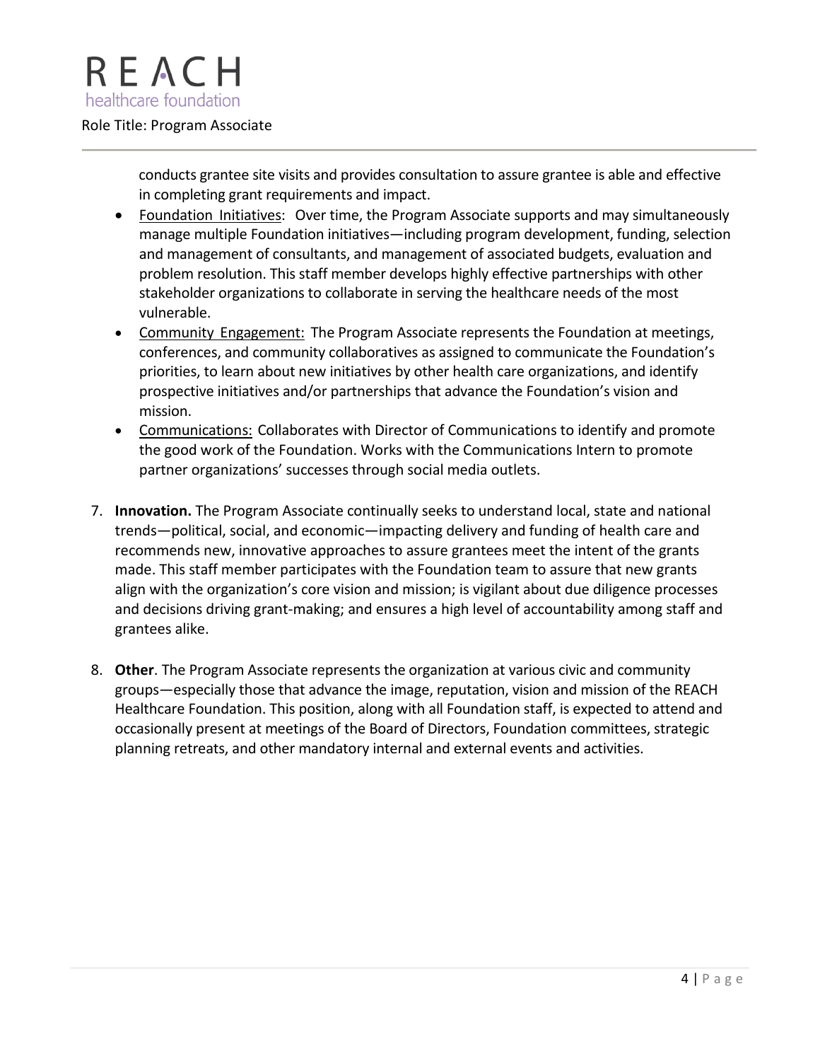conducts grantee site visits and provides consultation to assure grantee is able and effective in completing grant requirements and impact.

- Foundation Initiatives: Over time, the Program Associate supports and may simultaneously manage multiple Foundation initiatives—including program development, funding, selection and management of consultants, and management of associated budgets, evaluation and problem resolution. This staff member develops highly effective partnerships with other stakeholder organizations to collaborate in serving the healthcare needs of the most vulnerable.
- Community Engagement: The Program Associate represents the Foundation at meetings, conferences, and community collaboratives as assigned to communicate the Foundation's priorities, to learn about new initiatives by other health care organizations, and identify prospective initiatives and/or partnerships that advance the Foundation's vision and mission.
- Communications: Collaborates with Director of Communications to identify and promote the good work of the Foundation. Works with the Communications Intern to promote partner organizations' successes through social media outlets.

7. **Innovation.** The Program Associate continually seeks to understand local, state and national trends—political, social, and economic—impacting delivery and funding of health care and recommends new, innovative approaches to assure grantees meet the intent of the grants made. This staff member participates with the Foundation team to assure that new grants align with the organization's core vision and mission; is vigilant about due diligence processes and decisions driving grant-making; and ensures a high level of accountability among staff and grantees alike.

8. **Other**. The Program Associate represents the organization at various civic and community groups—especially those that advance the image, reputation, vision and mission of the REACH Healthcare Foundation. This position, along with all Foundation staff, is expected to attend and occasionally present at meetings of the Board of Directors, Foundation committees, strategic planning retreats, and other mandatory internal and external events and activities.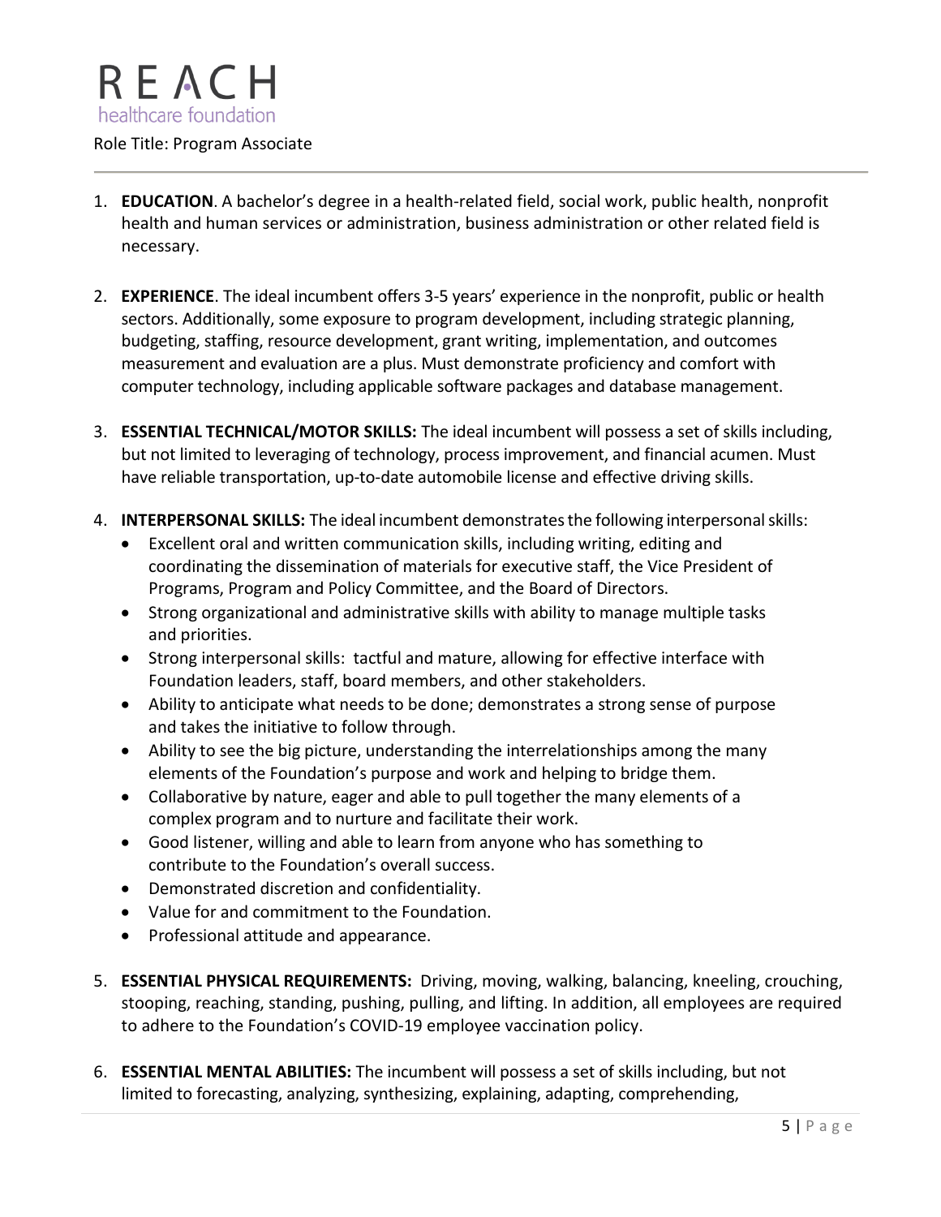1. **EDUCATION**. A bachelor's degree in a health-related field, social work, public health, nonprofit health and human services or administration, business administration or other related field is necessary.

2. **EXPERIENCE**. The ideal incumbent offers 3-5 years' experience in the nonprofit, public or health sectors. Additionally, some exposure to program development, including strategic planning, budgeting, staffing, resource development, grant writing, implementation, and outcomes measurement and evaluation are a plus. Must demonstrate proficiency and comfort with computer technology, including applicable software packages and database management.

3. **ESSENTIAL TECHNICAL/MOTOR SKILLS:** The ideal incumbent will possess a set of skills including, but not limited to leveraging of technology, process improvement, and financial acumen. Must have reliable transportation, up-to-date automobile license and effective driving skills.

4. **INTERPERSONAL SKILLS:** The ideal incumbent demonstrates the following interpersonal skills:
   - Excellent oral and written communication skills, including writing, editing and coordinating the dissemination of materials for executive staff, the Vice President of Programs, Program and Policy Committee, and the Board of Directors.
   - Strong organizational and administrative skills with ability to manage multiple tasks and priorities.
   - Strong interpersonal skills: tactful and mature, allowing for effective interface with Foundation leaders, staff, board members, and other stakeholders.
   - Ability to anticipate what needs to be done; demonstrates a strong sense of purpose and takes the initiative to follow through.
   - Ability to see the big picture, understanding the interrelationships among the many elements of the Foundation's purpose and work and helping to bridge them.
   - Collaborative by nature, eager and able to pull together the many elements of a complex program and to nurture and facilitate their work.
   - Good listener, willing and able to learn from anyone who has something to contribute to the Foundation's overall success.
   - Demonstrated discretion and confidentiality.
   - Value for and commitment to the Foundation.
   - Professional attitude and appearance.

5. **ESSENTIAL PHYSICAL REQUIREMENTS:** Driving, moving, walking, balancing, kneeling, crouching, stooping, reaching, standing, pushing, pulling, and lifting. In addition, all employees are required to adhere to the Foundation's COVID-19 employee vaccination policy.

6. **ESSENTIAL MENTAL ABILITIES:** The incumbent will possess a set of skills including, but not limited to forecasting, analyzing, synthesizing, explaining, adapting, comprehending,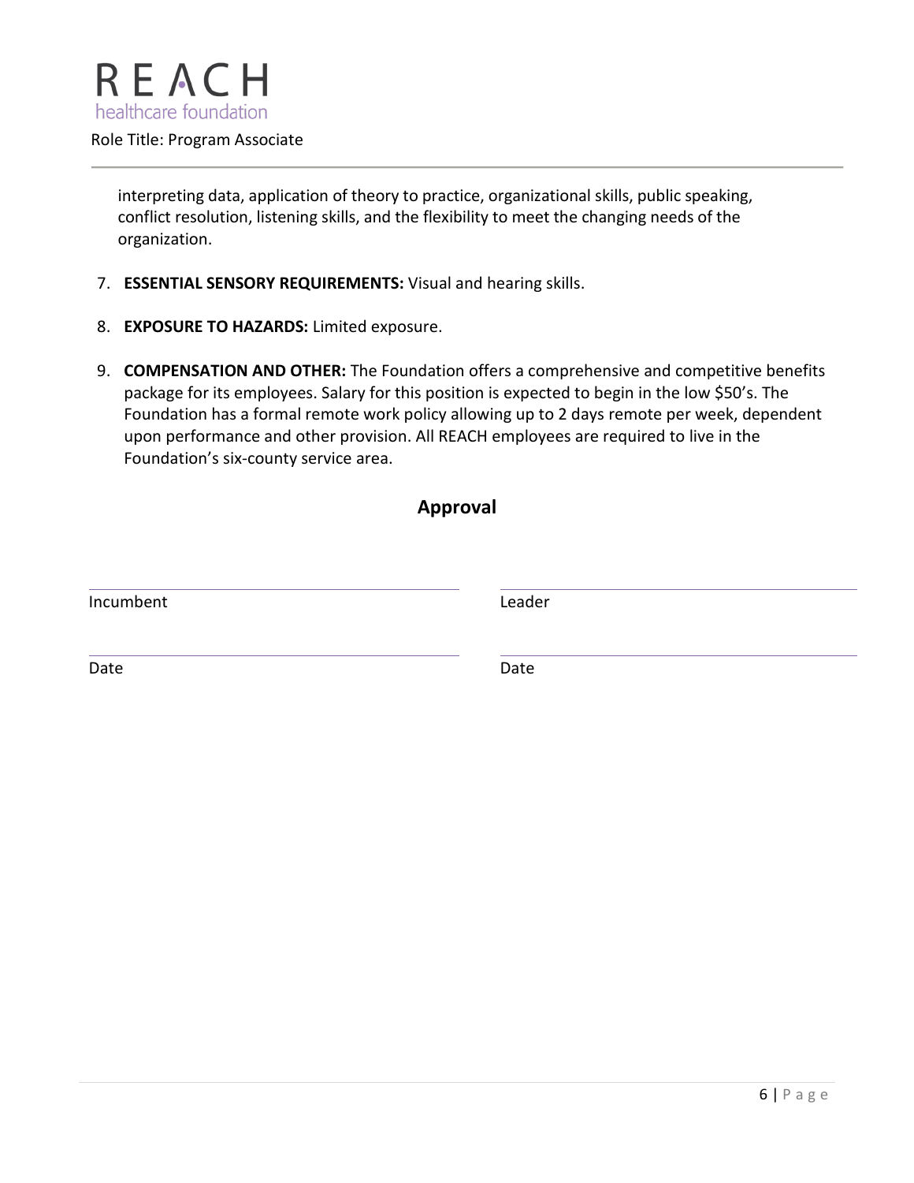interpreting data, application of theory to practice, organizational skills, public speaking, conflict resolution, listening skills, and the flexibility to meet the changing needs of the organization.

7. **ESSENTIAL SENSORY REQUIREMENTS:** Visual and hearing skills.

8. **EXPOSURE TO HAZARDS:** Limited exposure.

9. **COMPENSATION AND OTHER:** The Foundation offers a comprehensive and competitive benefits package for its employees. Salary for this position is expected to begin in the low $50's. The Foundation has a formal remote work policy allowing up to 2 days remote per week, dependent upon performance and other provision. All REACH employees are required to live in the Foundation's six-county service area.

## Approval

| | |
|---|---|
| Incumbent | Leader |
| Date | Date |